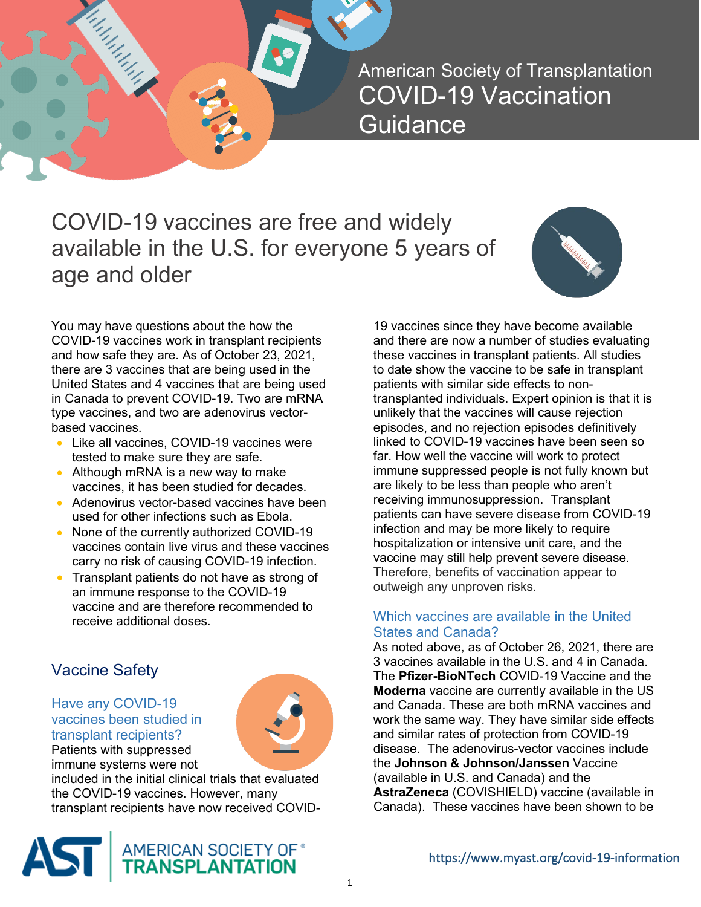# American Society of Transplantation COVID-19 Vaccination Guidance

## COVID-19 vaccines are free and widely available in the U.S. for everyone 5 years of age and older

You may have questions about the how the COVID-19 vaccines work in transplant recipients and how safe they are. As of October 23, 2021, there are 3 vaccines that are being used in the United States and 4 vaccines that are being used in Canada to prevent COVID-19. Two are mRNA type vaccines, and two are adenovirus vector-based vaccines.

- Like all vaccines, COVID-19 vaccines were tested to make sure they are safe.
- Although mRNA is a new way to make vaccines, it has been studied for decades.
- Adenovirus vector-based vaccines have been used for other infections such as Ebola.
- None of the currently authorized COVID-19 vaccines contain live virus and these vaccines carry no risk of causing COVID-19 infection.
- Transplant patients do not have as strong of an immune response to the COVID-19 vaccine and are therefore recommended to receive additional doses.

## Vaccine Safety

### Have any COVID-19 vaccines been studied in transplant recipients?

Patients with suppressed immune systems were not included in the initial clinical trials that evaluated the COVID-19 vaccines. However, many transplant recipients have now received COVID-19 vaccines since they have become available and there are now a number of studies evaluating these vaccines in transplant patients. All studies to date show the vaccine to be safe in transplant patients with similar side effects to non-transplanted individuals. Expert opinion is that it is unlikely that the vaccines will cause rejection episodes, and no rejection episodes definitively linked to COVID-19 vaccines have been seen so far. How well the vaccine will work to protect immune suppressed people is not fully known but are likely to be less than people who aren't receiving immunosuppression. Transplant patients can have severe disease from COVID-19 infection and may be more likely to require hospitalization or intensive unit care, and the vaccine may still help prevent severe disease. Therefore, benefits of vaccination appear to outweigh any unproven risks.

### Which vaccines are available in the United States and Canada?

As noted above, as of October 26, 2021, there are 3 vaccines available in the U.S. and 4 in Canada. The **Pfizer-BioNTech** COVID-19 Vaccine and the **Moderna** vaccine are currently available in the US and Canada. These are both mRNA vaccines and work the same way. They have similar side effects and similar rates of protection from COVID-19 disease. The adenovirus-vector vaccines include the **Johnson & Johnson/Janssen** Vaccine (available in U.S. and Canada) and the **AstraZeneca** (COVISHIELD) vaccine (available in Canada). These vaccines have been shown to be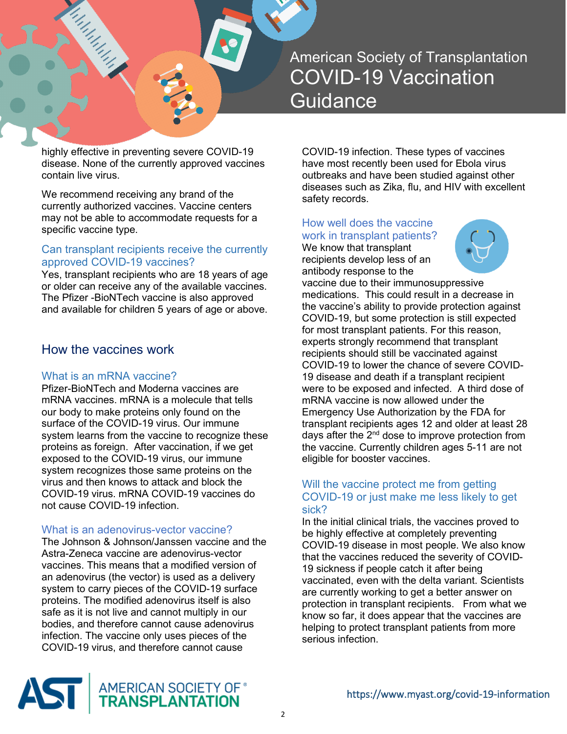highly effective in preventing severe COVID-19 disease. None of the currently approved vaccines contain live virus.

We recommend receiving any brand of the currently authorized vaccines. Vaccine centers may not be able to accommodate requests for a specific vaccine type.

### Can transplant recipients receive the currently approved COVID-19 vaccines?

Yes, transplant recipients who are 18 years of age or older can receive any of the available vaccines. The Pfizer -BioNTech vaccine is also approved and available for children 5 years of age or above.

## How the vaccines work

### What is an mRNA vaccine?

Pfizer-BioNTech and Moderna vaccines are mRNA vaccines. mRNA is a molecule that tells our body to make proteins only found on the surface of the COVID-19 virus. Our immune system learns from the vaccine to recognize these proteins as foreign. After vaccination, if we get exposed to the COVID-19 virus, our immune system recognizes those same proteins on the virus and then knows to attack and block the COVID-19 virus. mRNA COVID-19 vaccines do not cause COVID-19 infection.

### What is an adenovirus-vector vaccine?

The Johnson & Johnson/Janssen vaccine and the Astra-Zeneca vaccine are adenovirus-vector vaccines. This means that a modified version of an adenovirus (the vector) is used as a delivery system to carry pieces of the COVID-19 surface proteins. The modified adenovirus itself is also safe as it is not live and cannot multiply in our bodies, and therefore cannot cause adenovirus infection. The vaccine only uses pieces of the COVID-19 virus, and therefore cannot cause COVID-19 infection. These types of vaccines have most recently been used for Ebola virus outbreaks and have been studied against other diseases such as Zika, flu, and HIV with excellent safety records.

### How well does the vaccine work in transplant patients?

We know that transplant recipients develop less of an antibody response to the vaccine due to their immunosuppressive medications. This could result in a decrease in the vaccine's ability to provide protection against COVID-19, but some protection is still expected for most transplant patients. For this reason, experts strongly recommend that transplant recipients should still be vaccinated against COVID-19 to lower the chance of severe COVID-19 disease and death if a transplant recipient were to be exposed and infected. A third dose of mRNA vaccine is now allowed under the Emergency Use Authorization by the FDA for transplant recipients ages 12 and older at least 28 days after the 2nd dose to improve protection from the vaccine. Currently children ages 5-11 are not eligible for booster vaccines.

### Will the vaccine protect me from getting COVID-19 or just make me less likely to get sick?

In the initial clinical trials, the vaccines proved to be highly effective at completely preventing COVID-19 disease in most people. We also know that the vaccines reduced the severity of COVID-19 sickness if people catch it after being vaccinated, even with the delta variant. Scientists are currently working to get a better answer on protection in transplant recipients. From what we know so far, it does appear that the vaccines are helping to protect transplant patients from more serious infection.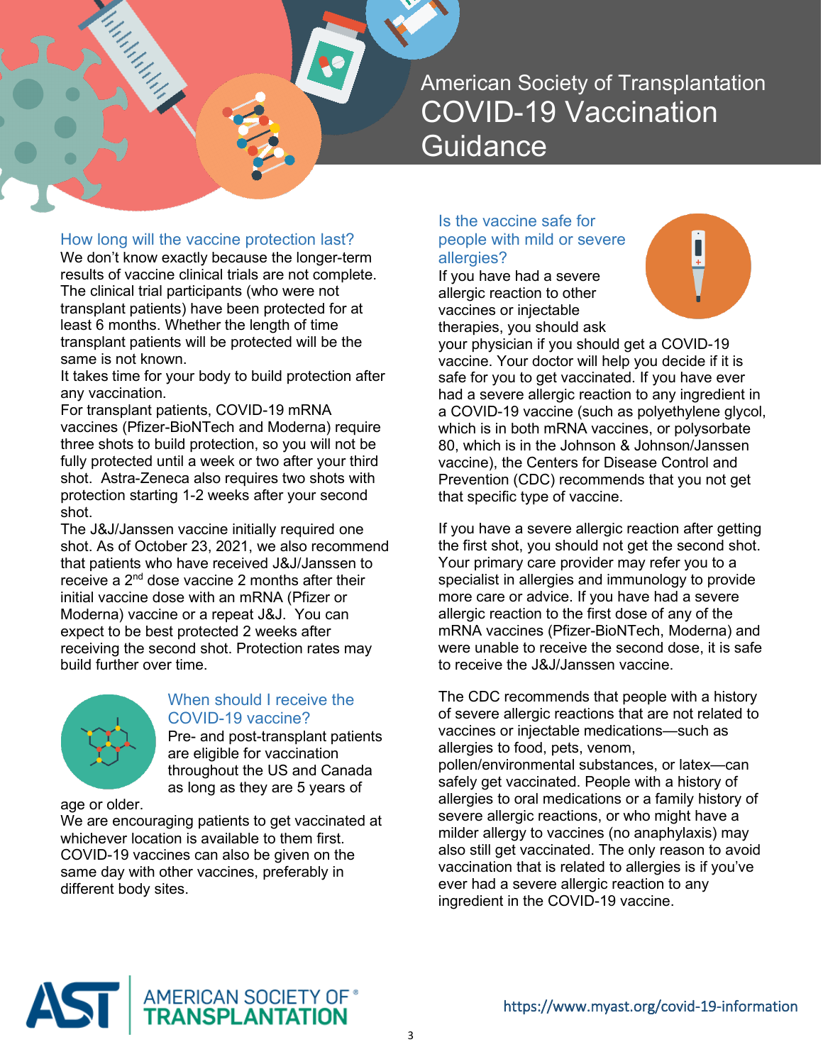# American Society of Transplantation COVID-19 Vaccination Guidance

## How long will the vaccine protection last?

We don't know exactly because the longer-term results of vaccine clinical trials are not complete. The clinical trial participants (who were not transplant patients) have been protected for at least 6 months. Whether the length of time transplant patients will be protected will be the same is not known.

It takes time for your body to build protection after any vaccination.

For transplant patients, COVID-19 mRNA vaccines (Pfizer-BioNTech and Moderna) require three shots to build protection, so you will not be fully protected until a week or two after your third shot. Astra-Zeneca also requires two shots with protection starting 1-2 weeks after your second shot.

The J&J/Janssen vaccine initially required one shot. As of October 23, 2021, we also recommend that patients who have received J&J/Janssen to receive a 2nd dose vaccine 2 months after their initial vaccine dose with an mRNA (Pfizer or Moderna) vaccine or a repeat J&J. You can expect to be best protected 2 weeks after receiving the second shot. Protection rates may build further over time.

## When should I receive the COVID-19 vaccine?

Pre- and post-transplant patients are eligible for vaccination throughout the US and Canada as long as they are 5 years of age or older.

We are encouraging patients to get vaccinated at whichever location is available to them first. COVID-19 vaccines can also be given on the same day with other vaccines, preferably in different body sites.

## Is the vaccine safe for people with mild or severe allergies?

If you have had a severe allergic reaction to other vaccines or injectable therapies, you should ask your physician if you should get a COVID-19 vaccine. Your doctor will help you decide if it is safe for you to get vaccinated. If you have ever had a severe allergic reaction to any ingredient in a COVID-19 vaccine (such as polyethylene glycol, which is in both mRNA vaccines, or polysorbate 80, which is in the Johnson & Johnson/Janssen vaccine), the Centers for Disease Control and Prevention (CDC) recommends that you not get that specific type of vaccine.

If you have a severe allergic reaction after getting the first shot, you should not get the second shot. Your primary care provider may refer you to a specialist in allergies and immunology to provide more care or advice. If you have had a severe allergic reaction to the first dose of any of the mRNA vaccines (Pfizer-BioNTech, Moderna) and were unable to receive the second dose, it is safe to receive the J&J/Janssen vaccine.

The CDC recommends that people with a history of severe allergic reactions that are not related to vaccines or injectable medications—such as allergies to food, pets, venom, pollen/environmental substances, or latex—can safely get vaccinated. People with a history of allergies to oral medications or a family history of severe allergic reactions, or who might have a milder allergy to vaccines (no anaphylaxis) may also still get vaccinated. The only reason to avoid vaccination that is related to allergies is if you've ever had a severe allergic reaction to any ingredient in the COVID-19 vaccine.

AMERICAN SOCIETY OF TRANSPLANTATION

https://www.myast.org/covid-19-information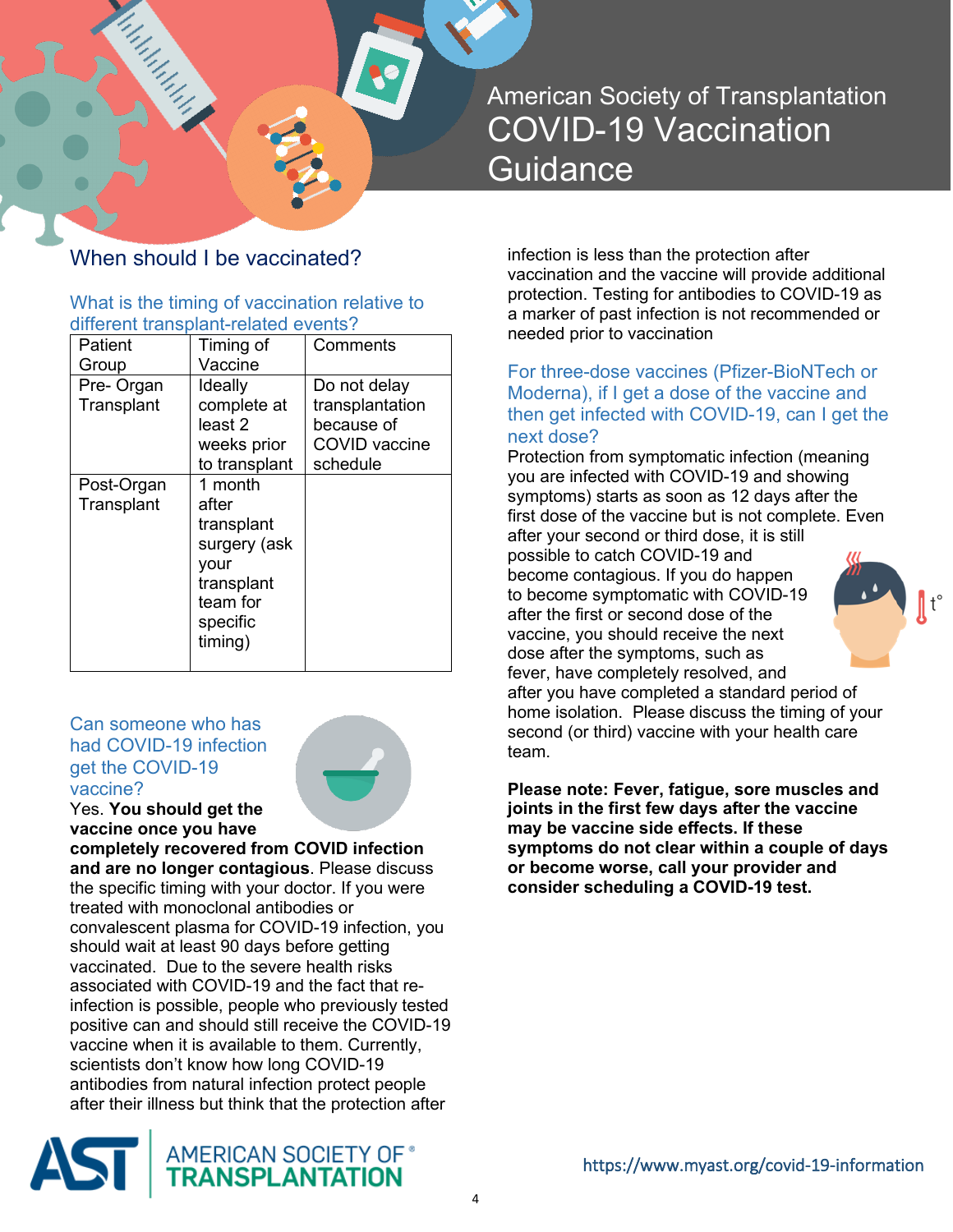# American Society of Transplantation COVID-19 Vaccination Guidance

## When should I be vaccinated?

### What is the timing of vaccination relative to different transplant-related events?

| Patient Group | Timing of Vaccine | Comments |
|---|---|---|
| Pre- Organ Transplant | Ideally complete at least 2 weeks prior to transplant | Do not delay transplantation because of COVID vaccine schedule |
| Post-Organ Transplant | 1 month after transplant surgery (ask your transplant team for specific timing) | |

### Can someone who has had COVID-19 infection get the COVID-19 vaccine?

Yes. **You should get the vaccine once you have completely recovered from COVID infection and are no longer contagious**. Please discuss the specific timing with your doctor. If you were treated with monoclonal antibodies or convalescent plasma for COVID-19 infection, you should wait at least 90 days before getting vaccinated. Due to the severe health risks associated with COVID-19 and the fact that re-infection is possible, people who previously tested positive can and should still receive the COVID-19 vaccine when it is available to them. Currently, scientists don't know how long COVID-19 antibodies from natural infection protect people after their illness but think that the protection after infection is less than the protection after vaccination and the vaccine will provide additional protection. Testing for antibodies to COVID-19 as a marker of past infection is not recommended or needed prior to vaccination

### For three-dose vaccines (Pfizer-BioNTech or Moderna), if I get a dose of the vaccine and then get infected with COVID-19, can I get the next dose?

Protection from symptomatic infection (meaning you are infected with COVID-19 and showing symptoms) starts as soon as 12 days after the first dose of the vaccine but is not complete. Even after your second or third dose, it is still possible to catch COVID-19 and become contagious. If you do happen to become symptomatic with COVID-19 after the first or second dose of the vaccine, you should receive the next dose after the symptoms, such as fever, have completely resolved, and after you have completed a standard period of home isolation. Please discuss the timing of your second (or third) vaccine with your health care team.

**Please note: Fever, fatigue, sore muscles and joints in the first few days after the vaccine may be vaccine side effects. If these symptoms do not clear within a couple of days or become worse, call your provider and consider scheduling a COVID-19 test.**

AMERICAN SOCIETY OF TRANSPLANTATION

https://www.myast.org/covid-19-information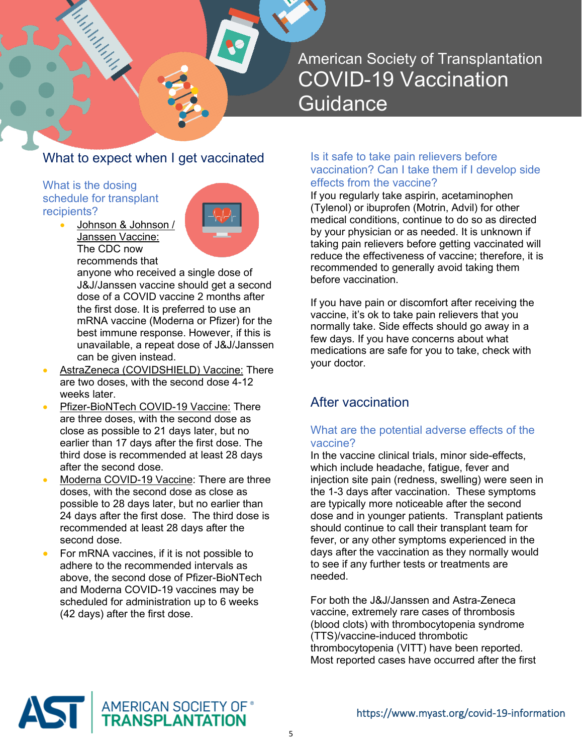# American Society of Transplantation COVID-19 Vaccination Guidance

## What to expect when I get vaccinated

### What is the dosing schedule for transplant recipients?

- Johnson & Johnson / Janssen Vaccine: The CDC now recommends that anyone who received a single dose of J&J/Janssen vaccine should get a second dose of a COVID vaccine 2 months after the first dose. It is preferred to use an mRNA vaccine (Moderna or Pfizer) for the best immune response. However, if this is unavailable, a repeat dose of J&J/Janssen can be given instead.
- AstraZeneca (COVIDSHIELD) Vaccine: There are two doses, with the second dose 4-12 weeks later.
- Pfizer-BioNTech COVID-19 Vaccine: There are three doses, with the second dose as close as possible to 21 days later, but no earlier than 17 days after the first dose. The third dose is recommended at least 28 days after the second dose.
- Moderna COVID-19 Vaccine: There are three doses, with the second dose as close as possible to 28 days later, but no earlier than 24 days after the first dose. The third dose is recommended at least 28 days after the second dose.
- For mRNA vaccines, if it is not possible to adhere to the recommended intervals as above, the second dose of Pfizer-BioNTech and Moderna COVID-19 vaccines may be scheduled for administration up to 6 weeks (42 days) after the first dose.

### Is it safe to take pain relievers before vaccination? Can I take them if I develop side effects from the vaccine?

If you regularly take aspirin, acetaminophen (Tylenol) or ibuprofen (Motrin, Advil) for other medical conditions, continue to do so as directed by your physician or as needed. It is unknown if taking pain relievers before getting vaccinated will reduce the effectiveness of vaccine; therefore, it is recommended to generally avoid taking them before vaccination.

If you have pain or discomfort after receiving the vaccine, it's ok to take pain relievers that you normally take. Side effects should go away in a few days. If you have concerns about what medications are safe for you to take, check with your doctor.

## After vaccination

### What are the potential adverse effects of the vaccine?

In the vaccine clinical trials, minor side-effects, which include headache, fatigue, fever and injection site pain (redness, swelling) were seen in the 1-3 days after vaccination. These symptoms are typically more noticeable after the second dose and in younger patients. Transplant patients should continue to call their transplant team for fever, or any other symptoms experienced in the days after the vaccination as they normally would to see if any further tests or treatments are needed.

For both the J&J/Janssen and Astra-Zeneca vaccine, extremely rare cases of thrombosis (blood clots) with thrombocytopenia syndrome (TTS)/vaccine-induced thrombotic thrombocytopenia (VITT) have been reported. Most reported cases have occurred after the first

https://www.myast.org/covid-19-information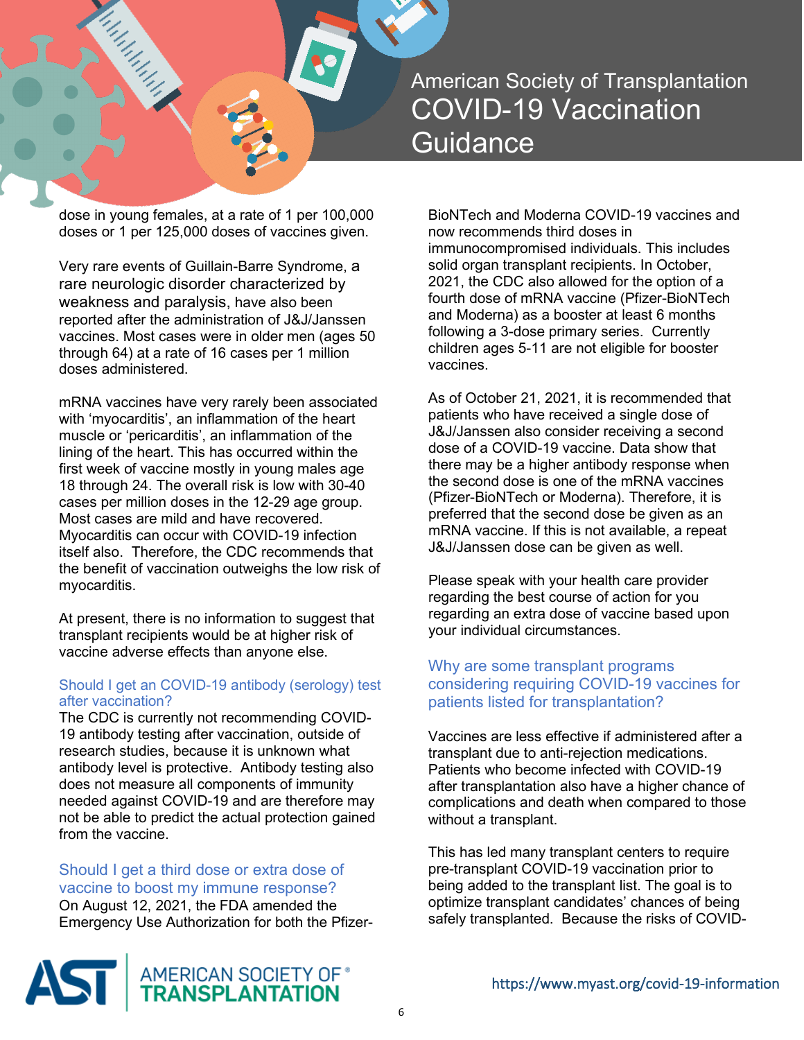dose in young females, at a rate of 1 per 100,000 doses or 1 per 125,000 doses of vaccines given.

Very rare events of Guillain-Barre Syndrome, a rare neurologic disorder characterized by weakness and paralysis, have also been reported after the administration of J&J/Janssen vaccines. Most cases were in older men (ages 50 through 64) at a rate of 16 cases per 1 million doses administered.

mRNA vaccines have very rarely been associated with 'myocarditis', an inflammation of the heart muscle or 'pericarditis', an inflammation of the lining of the heart. This has occurred within the first week of vaccine mostly in young males age 18 through 24. The overall risk is low with 30-40 cases per million doses in the 12-29 age group. Most cases are mild and have recovered. Myocarditis can occur with COVID-19 infection itself also. Therefore, the CDC recommends that the benefit of vaccination outweighs the low risk of myocarditis.

At present, there is no information to suggest that transplant recipients would be at higher risk of vaccine adverse effects than anyone else.

### Should I get an COVID-19 antibody (serology) test after vaccination?

The CDC is currently not recommending COVID-19 antibody testing after vaccination, outside of research studies, because it is unknown what antibody level is protective. Antibody testing also does not measure all components of immunity needed against COVID-19 and are therefore may not be able to predict the actual protection gained from the vaccine.

### Should I get a third dose or extra dose of vaccine to boost my immune response?

On August 12, 2021, the FDA amended the Emergency Use Authorization for both the Pfizer-BioNTech and Moderna COVID-19 vaccines and now recommends third doses in immunocompromised individuals. This includes solid organ transplant recipients. In October, 2021, the CDC also allowed for the option of a fourth dose of mRNA vaccine (Pfizer-BioNTech and Moderna) as a booster at least 6 months following a 3-dose primary series. Currently children ages 5-11 are not eligible for booster vaccines.

As of October 21, 2021, it is recommended that patients who have received a single dose of J&J/Janssen also consider receiving a second dose of a COVID-19 vaccine. Data show that there may be a higher antibody response when the second dose is one of the mRNA vaccines (Pfizer-BioNTech or Moderna). Therefore, it is preferred that the second dose be given as an mRNA vaccine. If this is not available, a repeat J&J/Janssen dose can be given as well.

Please speak with your health care provider regarding the best course of action for you regarding an extra dose of vaccine based upon your individual circumstances.

### Why are some transplant programs considering requiring COVID-19 vaccines for patients listed for transplantation?

Vaccines are less effective if administered after a transplant due to anti-rejection medications. Patients who become infected with COVID-19 after transplantation also have a higher chance of complications and death when compared to those without a transplant.

This has led many transplant centers to require pre-transplant COVID-19 vaccination prior to being added to the transplant list. The goal is to optimize transplant candidates' chances of being safely transplanted. Because the risks of COVID-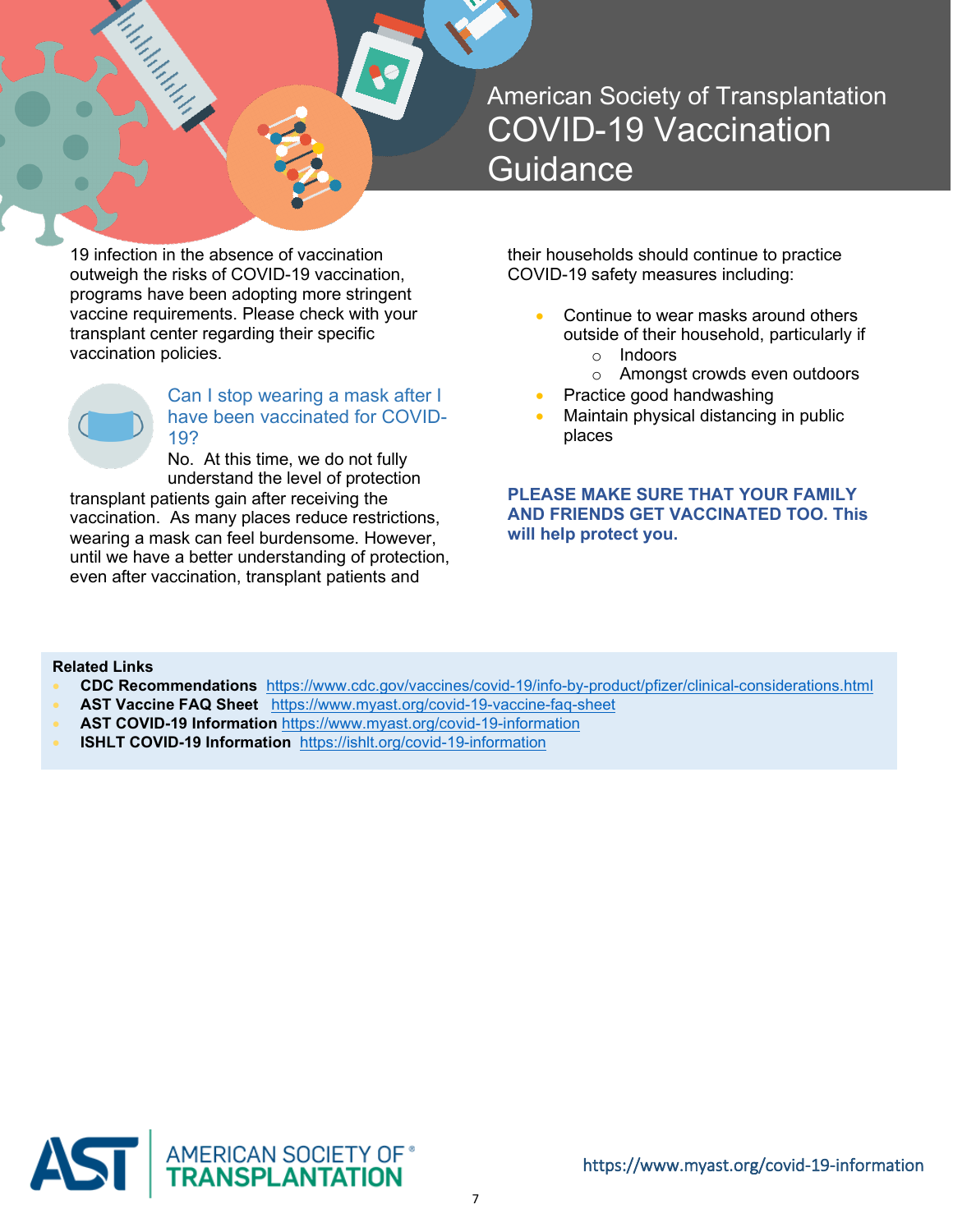19 infection in the absence of vaccination outweigh the risks of COVID-19 vaccination, programs have been adopting more stringent vaccine requirements. Please check with your transplant center regarding their specific vaccination policies.

### Can I stop wearing a mask after I have been vaccinated for COVID-19?

No. At this time, we do not fully understand the level of protection transplant patients gain after receiving the vaccination. As many places reduce restrictions, wearing a mask can feel burdensome. However, until we have a better understanding of protection, even after vaccination, transplant patients and their households should continue to practice COVID-19 safety measures including:

- Continue to wear masks around others outside of their household, particularly if
  - Indoors
  - Amongst crowds even outdoors
- Practice good handwashing
- Maintain physical distancing in public places

**PLEASE MAKE SURE THAT YOUR FAMILY AND FRIENDS GET VACCINATED TOO. This will help protect you.**

**Related Links**

- **CDC Recommendations** https://www.cdc.gov/vaccines/covid-19/info-by-product/pfizer/clinical-considerations.html
- **AST Vaccine FAQ Sheet** https://www.myast.org/covid-19-vaccine-faq-sheet
- **AST COVID-19 Information** https://www.myast.org/covid-19-information
- **ISHLT COVID-19 Information** https://ishlt.org/covid-19-information